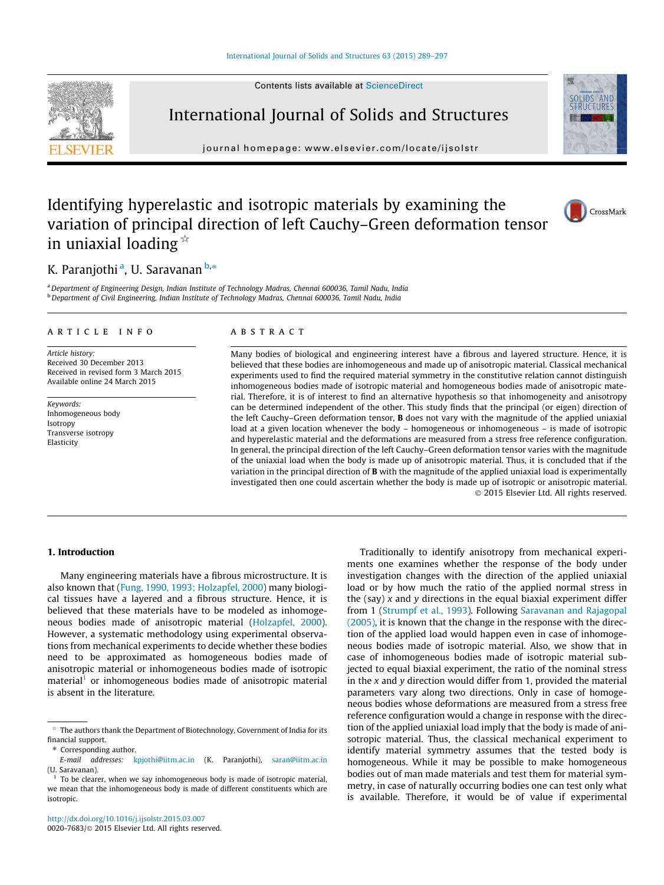# Identifying hyperelastic and isotropic materials by examining the variation of principal direction of left Cauchy–Green deformation tensor in uniaxial loading [☆]

K. Paranjothi [a], U. Saravanan [b,*]

[a] Department of Engineering Design, Indian Institute of Technology Madras, Chennai 600036, Tamil Nadu, India
[b] Department of Civil Engineering, Indian Institute of Technology Madras, Chennai 600036, Tamil Nadu, India

## ARTICLE INFO

*Article history:*
Received 30 December 2013
Received in revised form 3 March 2015
Available online 24 March 2015

*Keywords:*
Inhomogeneous body
Isotropy
Transverse isotropy
Elasticity

## ABSTRACT

Many bodies of biological and engineering interest have a fibrous and layered structure. Hence, it is believed that these bodies are inhomogeneous and made up of anisotropic material. Classical mechanical experiments used to find the required material symmetry in the constitutive relation cannot distinguish inhomogeneous bodies made of isotropic material and homogeneous bodies made of anisotropic material. Therefore, it is of interest to find an alternative hypothesis so that inhomogeneity and anisotropy can be determined independent of the other. This study finds that the principal (or eigen) direction of the left Cauchy–Green deformation tensor, **B** does not vary with the magnitude of the applied uniaxial load at a given location whenever the body – homogeneous or inhomogeneous – is made of isotropic and hyperelastic material and the deformations are measured from a stress free reference configuration. In general, the principal direction of the left Cauchy–Green deformation tensor varies with the magnitude of the uniaxial load when the body is made up of anisotropic material. Thus, it is concluded that if the variation in the principal direction of **B** with the magnitude of the applied uniaxial load is experimentally investigated then one could ascertain whether the body is made up of isotropic or anisotropic material.

© 2015 Elsevier Ltd. All rights reserved.

## 1. Introduction

Many engineering materials have a fibrous microstructure. It is also known that (Fung, 1990, 1993; Holzapfel, 2000) many biological tissues have a layered and a fibrous structure. Hence, it is believed that these materials have to be modeled as inhomogeneous bodies made of anisotropic material (Holzapfel, 2000). However, a systematic methodology using experimental observations from mechanical experiments to decide whether these bodies need to be approximated as homogeneous bodies made of anisotropic material or inhomogeneous bodies made of isotropic material[1] or inhomogeneous bodies made of anisotropic material is absent in the literature.

Traditionally to identify anisotropy from mechanical experiments one examines whether the response of the body under investigation changes with the direction of the applied uniaxial load or by how much the ratio of the applied normal stress in the (say) $x$ and $y$ directions in the equal biaxial experiment differ from 1 (Strumpf et al., 1993). Following Saravanan and Rajagopal (2005), it is known that the change in the response with the direction of the applied load would happen even in case of inhomogeneous bodies made of isotropic material. Also, we show that in case of inhomogeneous bodies made of isotropic material subjected to equal biaxial experiment, the ratio of the nominal stress in the $x$ and $y$ direction would differ from 1, provided the material parameters vary along two directions. Only in case of homogeneous bodies whose deformations are measured from a stress free reference configuration would a change in response with the direction of the applied uniaxial load imply that the body is made of anisotropic material. Thus, the classical mechanical experiment to identify material symmetry assumes that the tested body is homogeneous. While it may be possible to make homogeneous bodies out of man made materials and test them for material symmetry, in case of naturally occurring bodies one can test only what is available. Therefore, it would be of value if experimental

---

☆ The authors thank the Department of Biotechnology, Government of India for its financial support.

\* Corresponding author.
E-mail addresses: kpjothi@iitm.ac.in (K. Paranjothi), saran@iitm.ac.in (U. Saravanan).

[1] To be clearer, when we say inhomogeneous body is made of isotropic material, we mean that the inhomogeneous body is made of different constituents which are isotropic.

http://dx.doi.org/10.1016/j.ijsolstr.2015.03.007
0020-7683/© 2015 Elsevier Ltd. All rights reserved.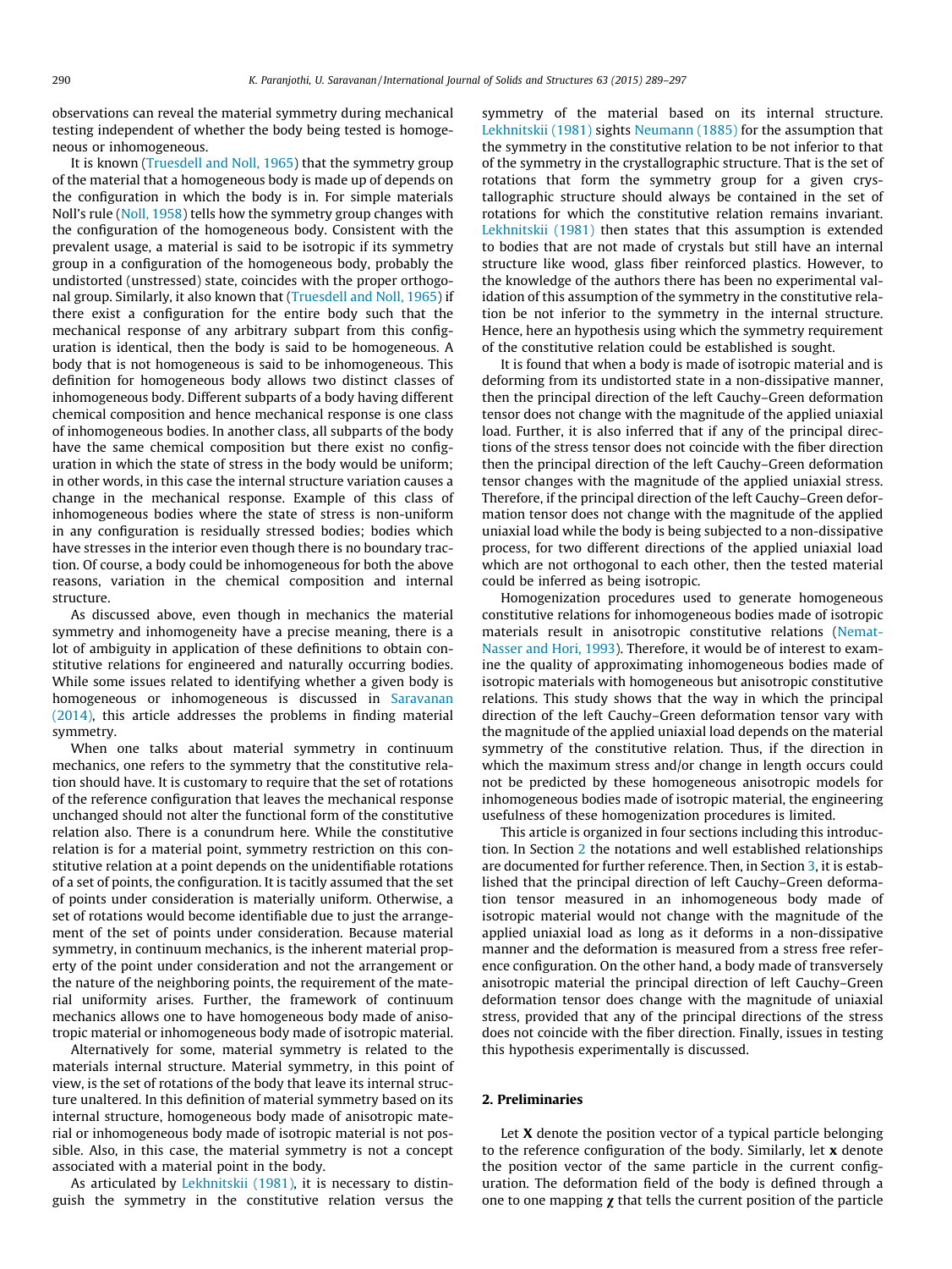observations can reveal the material symmetry during mechanical testing independent of whether the body being tested is homogeneous or inhomogeneous.

It is known (Truesdell and Noll, 1965) that the symmetry group of the material that a homogeneous body is made up of depends on the configuration in which the body is in. For simple materials Noll's rule (Noll, 1958) tells how the symmetry group changes with the configuration of the homogeneous body. Consistent with the prevalent usage, a material is said to be isotropic if its symmetry group in a configuration of the homogeneous body, probably the undistorted (unstressed) state, coincides with the proper orthogonal group. Similarly, it also known that (Truesdell and Noll, 1965) if there exist a configuration for the entire body such that the mechanical response of any arbitrary subpart from this configuration is identical, then the body is said to be homogeneous. A body that is not homogeneous is said to be inhomogeneous. This definition for homogeneous body allows two distinct classes of inhomogeneous body. Different subparts of a body having different chemical composition and hence mechanical response is one class of inhomogeneous bodies. In another class, all subparts of the body have the same chemical composition but there exist no configuration in which the state of stress in the body would be uniform; in other words, in this case the internal structure variation causes a change in the mechanical response. Example of this class of inhomogeneous bodies where the state of stress is non-uniform in any configuration is residually stressed bodies; bodies which have stresses in the interior even though there is no boundary traction. Of course, a body could be inhomogeneous for both the above reasons, variation in the chemical composition and internal structure.

As discussed above, even though in mechanics the material symmetry and inhomogeneity have a precise meaning, there is a lot of ambiguity in application of these definitions to obtain constitutive relations for engineered and naturally occurring bodies. While some issues related to identifying whether a given body is homogeneous or inhomogeneous is discussed in Saravanan (2014), this article addresses the problems in finding material symmetry.

When one talks about material symmetry in continuum mechanics, one refers to the symmetry that the constitutive relation should have. It is customary to require that the set of rotations of the reference configuration that leaves the mechanical response unchanged should not alter the functional form of the constitutive relation also. There is a conundrum here. While the constitutive relation is for a material point, symmetry restriction on this constitutive relation at a point depends on the unidentifiable rotations of a set of points, the configuration. It is tacitly assumed that the set of points under consideration is materially uniform. Otherwise, a set of rotations would become identifiable due to just the arrangement of the set of points under consideration. Because material symmetry, in continuum mechanics, is the inherent material property of the point under consideration and not the arrangement or the nature of the neighboring points, the requirement of the material uniformity arises. Further, the framework of continuum mechanics allows one to have homogeneous body made of anisotropic material or inhomogeneous body made of isotropic material.

Alternatively for some, material symmetry is related to the materials internal structure. Material symmetry, in this point of view, is the set of rotations of the body that leave its internal structure unaltered. In this definition of material symmetry based on its internal structure, homogeneous body made of anisotropic material or inhomogeneous body made of isotropic material is not possible. Also, in this case, the material symmetry is not a concept associated with a material point in the body.

As articulated by Lekhnitskii (1981), it is necessary to distinguish the symmetry in the constitutive relation versus the symmetry of the material based on its internal structure. Lekhnitskii (1981) sights Neumann (1885) for the assumption that the symmetry in the constitutive relation to be not inferior to that of the symmetry in the crystallographic structure. That is the set of rotations that form the symmetry group for a given crystallographic structure should always be contained in the set of rotations for which the constitutive relation remains invariant. Lekhnitskii (1981) then states that this assumption is extended to bodies that are not made of crystals but still have an internal structure like wood, glass fiber reinforced plastics. However, to the knowledge of the authors there has been no experimental validation of this assumption of the symmetry in the constitutive relation to be not inferior to the symmetry in the internal structure. Hence, here an hypothesis using which the symmetry requirement of the constitutive relation could be established is sought.

It is found that when a body is made of isotropic material and is deforming from its undistorted state in a non-dissipative manner, then the principal direction of the left Cauchy–Green deformation tensor does not change with the magnitude of the applied uniaxial load. Further, it is also inferred that if any of the principal directions of the stress tensor does not coincide with the fiber direction then the principal direction of the left Cauchy–Green deformation tensor changes with the magnitude of the applied uniaxial stress. Therefore, if the principal direction of the left Cauchy–Green deformation tensor does not change with the magnitude of the applied uniaxial load while the body is being subjected to a non-dissipative process, for two different directions of the applied uniaxial load which are not orthogonal to each other, then the tested material could be inferred as being isotropic.

Homogenization procedures used to generate homogeneous constitutive relations for inhomogeneous bodies made of isotropic materials result in anisotropic constitutive relations (Nemat-Nasser and Hori, 1993). Therefore, it would be of interest to examine the quality of approximating inhomogeneous bodies made of isotropic materials with homogeneous but anisotropic constitutive relations. This study shows that the way in which the principal direction of the left Cauchy–Green deformation tensor vary with the magnitude of the applied uniaxial load depends on the material symmetry of the constitutive relation. Thus, if the direction in which the maximum stress and/or change in length occurs could not be predicted by these homogeneous anisotropic models for inhomogeneous bodies made of isotropic material, the engineering usefulness of these homogenization procedures is limited.

This article is organized in four sections including this introduction. In Section 2 the notations and well established relationships are documented for further reference. Then, in Section 3, it is established that the principal direction of left Cauchy–Green deformation tensor measured in an inhomogeneous body made of isotropic material would not change with the magnitude of the applied uniaxial load as long as it deforms in a non-dissipative manner and the deformation is measured from a stress free reference configuration. On the other hand, a body made of transversely anisotropic material the principal direction of left Cauchy–Green deformation tensor does change with the magnitude of uniaxial stress, provided that any of the principal directions of the stress does not coincide with the fiber direction. Finally, issues in testing this hypothesis experimentally is discussed.

## 2. Preliminaries

Let $\mathbf{X}$ denote the position vector of a typical particle belonging to the reference configuration of the body. Similarly, let $\mathbf{x}$ denote the position vector of the same particle in the current configuration. The deformation field of the body is defined through a one to one mapping $\boldsymbol{\chi}$ that tells the current position of the particle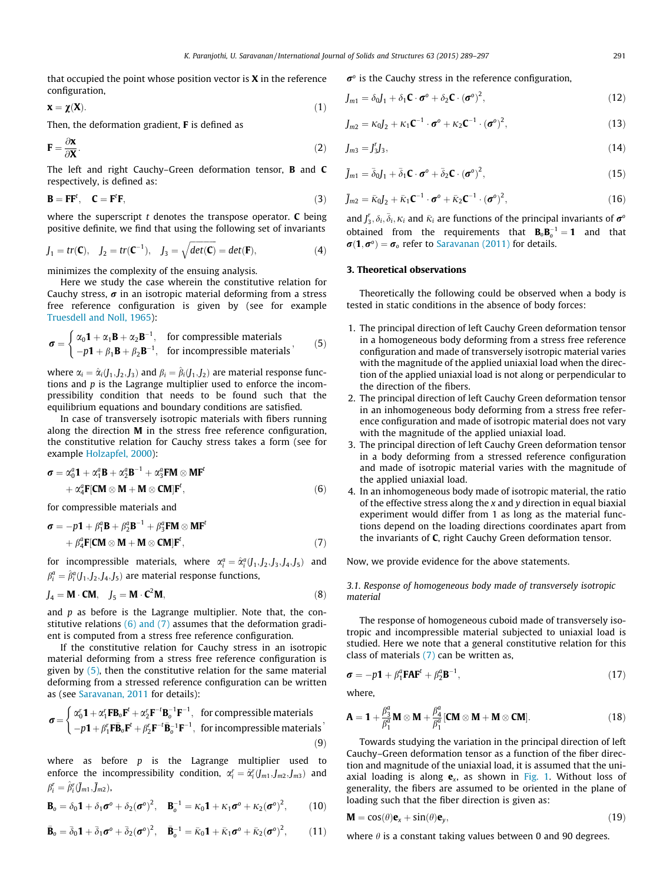that occupied the point whose position vector is $\mathbf{X}$ in the reference configuration,

$$\mathbf{x} = \boldsymbol{\chi}(\mathbf{X}). \tag{1}$$

Then, the deformation gradient, $\mathbf{F}$ is defined as

$$\mathbf{F} = \frac{\partial \mathbf{x}}{\partial \mathbf{X}}. \tag{2}$$

The left and right Cauchy–Green deformation tensor, $\mathbf{B}$ and $\mathbf{C}$ respectively, is defined as:

$$\mathbf{B} = \mathbf{F}\mathbf{F}^t, \quad \mathbf{C} = \mathbf{F}^t\mathbf{F}, \tag{3}$$

where the superscript $t$ denotes the transpose operator. $\mathbf{C}$ being positive definite, we find that using the following set of invariants

$$J_1 = tr(\mathbf{C}), \quad J_2 = tr(\mathbf{C}^{-1}), \quad J_3 = \sqrt{det(\mathbf{C})} = det(\mathbf{F}), \tag{4}$$

minimizes the complexity of the ensuing analysis.

Here we study the case wherein the constitutive relation for Cauchy stress, $\boldsymbol{\sigma}$ in an isotropic material deforming from a stress free reference configuration is given by (see for example Truesdell and Noll, 1965):

$$\boldsymbol{\sigma} = \begin{cases} \alpha_0\mathbf{1} + \alpha_1\mathbf{B} + \alpha_2\mathbf{B}^{-1}, & \text{for compressible materials} \\ -p\mathbf{1} + \beta_1\mathbf{B} + \beta_2\mathbf{B}^{-1}, & \text{for incompressible materials} \end{cases}, \tag{5}$$

where $\alpha_i = \hat{\alpha}_i(J_1, J_2, J_3)$ and $\beta_i = \hat{\beta}_i(J_1, J_2)$ are material response functions and $p$ is the Lagrange multiplier used to enforce the incompressibility condition that needs to be found such that the equilibrium equations and boundary conditions are satisfied.

In case of transversely isotropic materials with fibers running along the direction $\mathbf{M}$ in the stress free reference configuration, the constitutive relation for Cauchy stress takes a form (see for example Holzapfel, 2000):

$$\boldsymbol{\sigma} = \alpha_0^a\mathbf{1} + \alpha_1^a\mathbf{B} + \alpha_2^a\mathbf{B}^{-1} + \alpha_3^a\mathbf{F}\mathbf{M}\otimes\mathbf{M}\mathbf{F}^t + \alpha_4^a\mathbf{F}[\mathbf{C}\mathbf{M}\otimes\mathbf{M} + \mathbf{M}\otimes\mathbf{C}\mathbf{M}]\mathbf{F}^t, \tag{6}$$

for compressible materials and

$$\boldsymbol{\sigma} = -p\mathbf{1} + \beta_1^a\mathbf{B} + \beta_2^a\mathbf{B}^{-1} + \beta_3^a\mathbf{F}\mathbf{M}\otimes\mathbf{M}\mathbf{F}^t + \beta_4^a\mathbf{F}[\mathbf{C}\mathbf{M}\otimes\mathbf{M} + \mathbf{M}\otimes\mathbf{C}\mathbf{M}]\mathbf{F}^t, \tag{7}$$

for incompressible materials, where $\alpha_i^a = \hat{\alpha}_i^a(J_1, J_2, J_3, J_4, J_5)$ and $\beta_i^a = \hat{\beta}_i^a(J_1, J_2, J_4, J_5)$ are material response functions,

$$J_4 = \mathbf{M}\cdot\mathbf{C}\mathbf{M}, \quad J_5 = \mathbf{M}\cdot\mathbf{C}^2\mathbf{M}, \tag{8}$$

and $p$ as before is the Lagrange multiplier. Note that, the constitutive relations (6) and (7) assumes that the deformation gradient is computed from a stress free reference configuration.

If the constitutive relation for Cauchy stress in an isotropic material deforming from a stress free reference configuration is given by (5), then the constitutive relation for the same material deforming from a stressed reference configuration can be written as (see Saravanan, 2011 for details):

$$\boldsymbol{\sigma} = \begin{cases} \alpha_0^r\mathbf{1} + \alpha_1^r\mathbf{F}\mathbf{B}_o\mathbf{F}^t + \alpha_2^r\mathbf{F}^{-t}\mathbf{B}_o^{-1}\mathbf{F}^{-1}, & \text{for compressible materials} \\ -p\mathbf{1} + \beta_1^r\mathbf{F}\bar{\mathbf{B}}_o\mathbf{F}^t + \beta_2^r\mathbf{F}^{-t}\bar{\mathbf{B}}_o^{-1}\mathbf{F}^{-1}, & \text{for incompressible materials} \end{cases}, \tag{9}$$

where as before $p$ is the Lagrange multiplier used to enforce the incompressibility condition, $\alpha_i^r = \hat{\alpha}_i^r(J_{m1}, J_{m2}, J_{m3})$ and $\beta_i^r = \hat{\beta}_i^r(\bar{J}_{m1}, \bar{J}_{m2})$,

$$\mathbf{B}_o = \delta_0\mathbf{1} + \delta_1\boldsymbol{\sigma}^o + \delta_2(\boldsymbol{\sigma}^o)^2, \quad \mathbf{B}_o^{-1} = \kappa_0\mathbf{1} + \kappa_1\boldsymbol{\sigma}^o + \kappa_2(\boldsymbol{\sigma}^o)^2, \tag{10}$$

$$\bar{\mathbf{B}}_o = \bar{\delta}_0\mathbf{1} + \bar{\delta}_1\boldsymbol{\sigma}^o + \bar{\delta}_2(\boldsymbol{\sigma}^o)^2, \quad \bar{\mathbf{B}}_o^{-1} = \bar{\kappa}_0\mathbf{1} + \bar{\kappa}_1\boldsymbol{\sigma}^o + \bar{\kappa}_2(\boldsymbol{\sigma}^o)^2, \tag{11}$$

$\boldsymbol{\sigma}^o$ is the Cauchy stress in the reference configuration,

$$J_{m1} = \delta_0 J_1 + \delta_1\mathbf{C}\cdot\boldsymbol{\sigma}^o + \delta_2\mathbf{C}\cdot(\boldsymbol{\sigma}^o)^2, \tag{12}$$

$$J_{m2} = \kappa_0 J_2 + \kappa_1\mathbf{C}^{-1}\cdot\boldsymbol{\sigma}^o + \kappa_2\mathbf{C}^{-1}\cdot(\boldsymbol{\sigma}^o)^2, \tag{13}$$

$$J_{m3} = J_3^r J_3, \tag{14}$$

$$\bar{J}_{m1} = \bar{\delta}_0 J_1 + \bar{\delta}_1\mathbf{C}\cdot\boldsymbol{\sigma}^o + \bar{\delta}_2\mathbf{C}\cdot(\boldsymbol{\sigma}^o)^2, \tag{15}$$

$$\bar{J}_{m2} = \bar{\kappa}_0 J_2 + \bar{\kappa}_1\mathbf{C}^{-1}\cdot\boldsymbol{\sigma}^o + \bar{\kappa}_2\mathbf{C}^{-1}\cdot(\boldsymbol{\sigma}^o)^2, \tag{16}$$

and $J_3^r, \delta_i, \bar{\delta}_i, \kappa_i$ and $\bar{\kappa}_i$ are functions of the principal invariants of $\boldsymbol{\sigma}^o$ obtained from the requirements that $\mathbf{B}_o\mathbf{B}_o^{-1} = \mathbf{1}$ and that $\boldsymbol{\sigma}(\mathbf{1}, \boldsymbol{\sigma}^o) = \boldsymbol{\sigma}_o$ refer to Saravanan (2011) for details.

## 3. Theoretical observations

Theoretically the following could be observed when a body is tested in static conditions in the absence of body forces:

1. The principal direction of left Cauchy Green deformation tensor in a homogeneous body deforming from a stress free reference configuration and made of transversely isotropic material varies with the magnitude of the applied uniaxial load when the direction of the applied uniaxial load is not along or perpendicular to the direction of the fibers.
2. The principal direction of left Cauchy Green deformation tensor in an inhomogeneous body deforming from a stress free reference configuration and made of isotropic material does not vary with the magnitude of the applied uniaxial load.
3. The principal direction of left Cauchy Green deformation tensor in a body deforming from a stressed reference configuration and made of isotropic material varies with the magnitude of the applied uniaxial load.
4. In an inhomogeneous body made of isotropic material, the ratio of the effective stress along the $x$ and $y$ direction in equal biaxial experiment would differ from 1 as long as the material functions depend on the loading directions coordinates apart from the invariants of $\mathbf{C}$, right Cauchy Green deformation tensor.

Now, we provide evidence for the above statements.

### 3.1. Response of homogeneous body made of transversely isotropic material

The response of homogeneous cuboid made of transversely isotropic and incompressible material subjected to uniaxial load is studied. Here we note that a general constitutive relation for this class of materials (7) can be written as,

$$\boldsymbol{\sigma} = -p\mathbf{1} + \beta_1^a\mathbf{F}\mathbf{A}\mathbf{F}^t + \beta_2^a\mathbf{B}^{-1}, \tag{17}$$

where,

$$\mathbf{A} = \mathbf{1} + \frac{\beta_3^a}{\beta_1^a}\mathbf{M}\otimes\mathbf{M} + \frac{\beta_4^a}{\beta_1^a}[\mathbf{C}\mathbf{M}\otimes\mathbf{M} + \mathbf{M}\otimes\mathbf{C}\mathbf{M}]. \tag{18}$$

Towards studying the variation in the principal direction of left Cauchy–Green deformation tensor as a function of the fiber direction and magnitude of the uniaxial load, it is assumed that the uniaxial loading is along $\mathbf{e}_x$, as shown in Fig. 1. Without loss of generality, the fibers are assumed to be oriented in the plane of loading such that the fiber direction is given as:

$$\mathbf{M} = \cos(\theta)\mathbf{e}_x + \sin(\theta)\mathbf{e}_y, \tag{19}$$

where $\theta$ is a constant taking values between 0 and 90 degrees.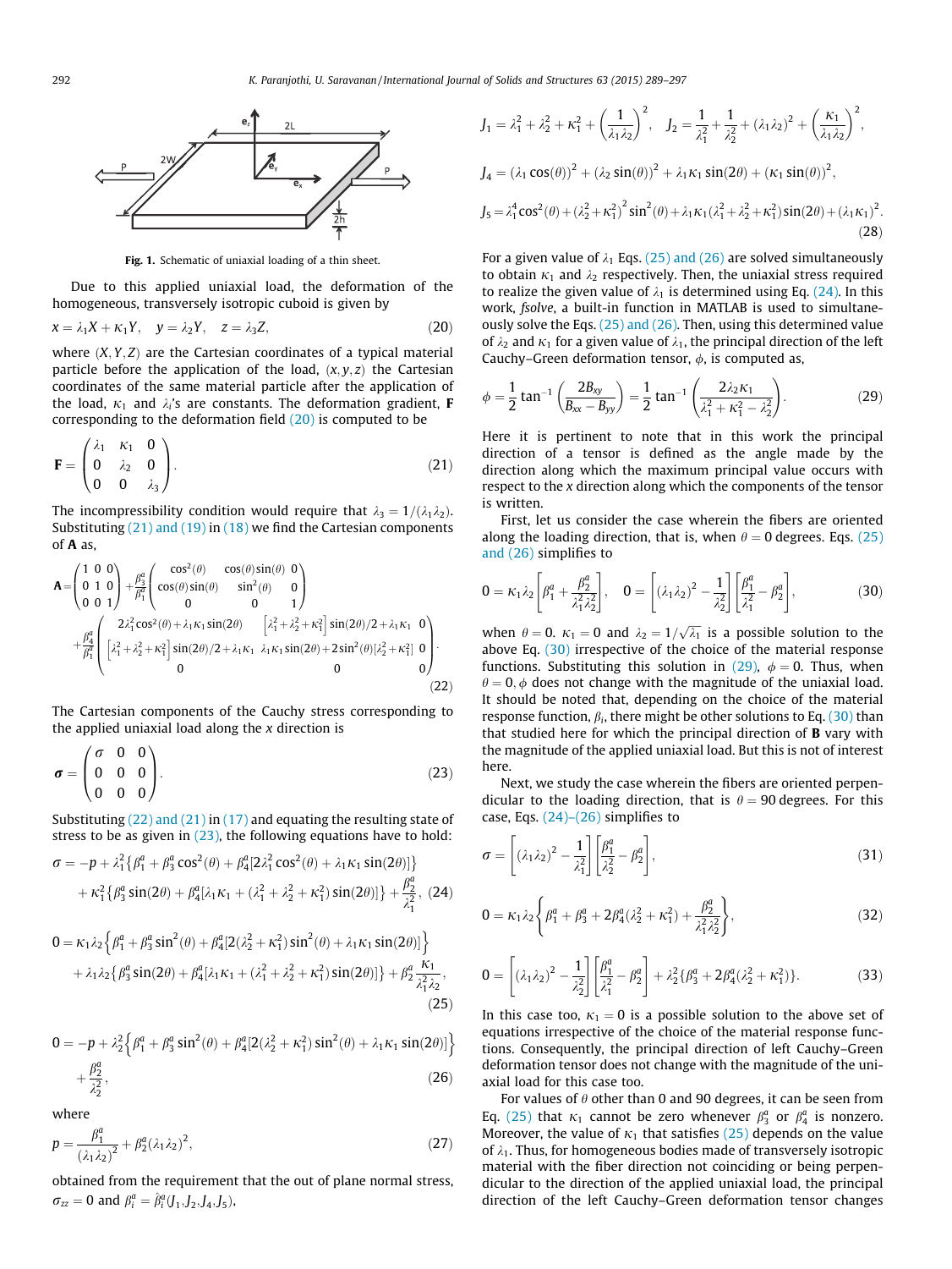Fig. 1. Schematic of uniaxial loading of a thin sheet.

Due to this applied uniaxial load, the deformation of the homogeneous, transversely isotropic cuboid is given by

$$x = \lambda_1 X + \kappa_1 Y, \quad y = \lambda_2 Y, \quad z = \lambda_3 Z, \tag{20}$$

where $(X, Y, Z)$ are the Cartesian coordinates of a typical material particle before the application of the load, $(x, y, z)$ the Cartesian coordinates of the same material particle after the application of the load, $\kappa_1$ and $\lambda_i$'s are constants. The deformation gradient, $\mathbf{F}$ corresponding to the deformation field (20) is computed to be

$$\mathbf{F} = \begin{pmatrix} \lambda_1 & \kappa_1 & 0 \\ 0 & \lambda_2 & 0 \\ 0 & 0 & \lambda_3 \end{pmatrix}. \tag{21}$$

The incompressibility condition would require that $\lambda_3 = 1/(\lambda_1\lambda_2)$. Substituting (21) and (19) in (18) we find the Cartesian components of $\mathbf{A}$ as,

$$\mathbf{A} = \begin{pmatrix} 1 & 0 & 0 \\ 0 & 1 & 0 \\ 0 & 0 & 1 \end{pmatrix} + \frac{\beta_3^a}{\beta_1^a} \begin{pmatrix} \cos^2(\theta) & \cos(\theta)\sin(\theta) & 0 \\ \cos(\theta)\sin(\theta) & \sin^2(\theta) & 0 \\ 0 & 0 & 1 \end{pmatrix} + \frac{\beta_4^a}{\beta_1^a} \begin{pmatrix} 2\lambda_1^2\cos^2(\theta) + \lambda_1\kappa_1\sin(2\theta) & \left[\lambda_1^2+\lambda_2^2+\kappa_1^2\right]\sin(2\theta)/2 + \lambda_1\kappa_1 & 0 \\ \left[\lambda_1^2+\lambda_2^2+\kappa_1^2\right]\sin(2\theta)/2 + \lambda_1\kappa_1 & \lambda_1\kappa_1\sin(2\theta) + 2\sin^2(\theta)[\lambda_2^2+\kappa_1^2] & 0 \\ 0 & 0 & 0 \end{pmatrix}. \tag{22}$$

The Cartesian components of the Cauchy stress corresponding to the applied uniaxial load along the $x$ direction is

$$\boldsymbol{\sigma} = \begin{pmatrix} \sigma & 0 & 0 \\ 0 & 0 & 0 \\ 0 & 0 & 0 \end{pmatrix}. \tag{23}$$

Substituting (22) and (21) in (17) and equating the resulting state of stress to be as given in (23), the following equations have to hold:

$$\sigma = -p + \lambda_1^2\{\beta_1^a + \beta_3^a\cos^2(\theta) + \beta_4^a[2\lambda_1^2\cos^2(\theta) + \lambda_1\kappa_1\sin(2\theta)]\} + \kappa_1^2\{\beta_3^a\sin(2\theta) + \beta_4^a[\lambda_1\kappa_1 + (\lambda_1^2+\lambda_2^2+\kappa_1^2)\sin(2\theta)]\} + \frac{\beta_2^a}{\lambda_1^2}, \tag{24}$$

$$0 = \kappa_1\lambda_2\left\{\beta_1^a + \beta_3^a\sin^2(\theta) + \beta_4^a[2(\lambda_2^2+\kappa_1^2)\sin^2(\theta) + \lambda_1\kappa_1\sin(2\theta)]\right\} + \lambda_1\lambda_2\{\beta_3^a\sin(2\theta) + \beta_4^a[\lambda_1\kappa_1 + (\lambda_1^2+\lambda_2^2+\kappa_1^2)\sin(2\theta)]\} + \beta_2^a\frac{\kappa_1}{\lambda_1^2\lambda_2}, \tag{25}$$

$$0 = -p + \lambda_2^2\left\{\beta_1^a + \beta_3^a\sin^2(\theta) + \beta_4^a[2(\lambda_2^2+\kappa_1^2)\sin^2(\theta) + \lambda_1\kappa_1\sin(2\theta)]\right\} + \frac{\beta_2^a}{\lambda_2^2}, \tag{26}$$

where

$$p = \frac{\beta_1^a}{(\lambda_1\lambda_2)^2} + \beta_2^a(\lambda_1\lambda_2)^2, \tag{27}$$

obtained from the requirement that the out of plane normal stress, $\sigma_{zz} = 0$ and $\beta_i^a = \hat{\beta}_i^a(J_1, J_2, J_4, J_5)$,

$$J_1 = \lambda_1^2 + \lambda_2^2 + \kappa_1^2 + \left(\frac{1}{\lambda_1\lambda_2}\right)^2, \quad J_2 = \frac{1}{\lambda_1^2} + \frac{1}{\lambda_2^2} + (\lambda_1\lambda_2)^2 + \left(\frac{\kappa_1}{\lambda_1\lambda_2}\right)^2,$$

$$J_4 = (\lambda_1\cos(\theta))^2 + (\lambda_2\sin(\theta))^2 + \lambda_1\kappa_1\sin(2\theta) + (\kappa_1\sin(\theta))^2,$$

$$J_5 = \lambda_1^4\cos^2(\theta) + (\lambda_2^2+\kappa_1^2)^2\sin^2(\theta) + \lambda_1\kappa_1(\lambda_1^2+\lambda_2^2+\kappa_1^2)\sin(2\theta) + (\lambda_1\kappa_1)^2. \tag{28}$$

For a given value of $\lambda_1$ Eqs. (25) and (26) are solved simultaneously to obtain $\kappa_1$ and $\lambda_2$ respectively. Then, the uniaxial stress required to realize the given value of $\lambda_1$ is determined using Eq. (24). In this work, *fsolve*, a built-in function in MATLAB is used to simultaneously solve the Eqs. (25) and (26). Then, using this determined value of $\lambda_2$ and $\kappa_1$ for a given value of $\lambda_1$, the principal direction of the left Cauchy–Green deformation tensor, $\phi$, is computed as,

$$\phi = \frac{1}{2}\tan^{-1}\left(\frac{2B_{xy}}{B_{xx} - B_{yy}}\right) = \frac{1}{2}\tan^{-1}\left(\frac{2\lambda_2\kappa_1}{\lambda_1^2 + \kappa_1^2 - \lambda_2^2}\right). \tag{29}$$

Here it is pertinent to note that in this work the principal direction of a tensor is defined as the angle made by the direction along which the maximum principal value occurs with respect to the $x$ direction along which the components of the tensor is written.

First, let us consider the case wherein the fibers are oriented along the loading direction, that is, when $\theta = 0$ degrees. Eqs. (25) and (26) simplifies to

$$0 = \kappa_1\lambda_2\left[\beta_1^a + \frac{\beta_2^a}{\lambda_1^2\lambda_2^2}\right], \quad 0 = \left[(\lambda_1\lambda_2)^2 - \frac{1}{\lambda_2^2}\right]\left[\frac{\beta_1^a}{\lambda_1^2} - \beta_2^a\right], \tag{30}$$

when $\theta = 0$. $\kappa_1 = 0$ and $\lambda_2 = 1/\sqrt{\lambda_1}$ is a possible solution to the above Eq. (30) irrespective of the choice of the material response functions. Substituting this solution in (29), $\phi = 0$. Thus, when $\theta = 0$, $\phi$ does not change with the magnitude of the uniaxial load. It should be noted that, depending on the choice of the material response function, $\beta_i$, there might be other solutions to Eq. (30) than that studied here for which the principal direction of $\mathbf{B}$ vary with the magnitude of the applied uniaxial load. But this is not of interest here.

Next, we study the case wherein the fibers are oriented perpendicular to the loading direction, that is $\theta = 90$ degrees. For this case, Eqs. (24)–(26) simplifies to

$$\sigma = \left[(\lambda_1\lambda_2)^2 - \frac{1}{\lambda_1^2}\right]\left[\frac{\beta_1^a}{\lambda_2^2} - \beta_2^a\right], \tag{31}$$

$$0 = \kappa_1\lambda_2\left\{\beta_1^a + \beta_3^a + 2\beta_4^a(\lambda_2^2 + \kappa_1^2) + \frac{\beta_2^a}{\lambda_1^2\lambda_2^2}\right\}, \tag{32}$$

$$0 = \left[(\lambda_1\lambda_2)^2 - \frac{1}{\lambda_2^2}\right]\left[\frac{\beta_1^a}{\lambda_1^2} - \beta_2^a\right] + \lambda_2^2\{\beta_3^a + 2\beta_4^a(\lambda_2^2 + \kappa_1^2)\}. \tag{33}$$

In this case too, $\kappa_1 = 0$ is a possible solution to the above set of equations irrespective of the choice of the material response functions. Consequently, the principal direction of left Cauchy–Green deformation tensor does not change with the magnitude of the uniaxial load for this case too.

For values of $\theta$ other than 0 and 90 degrees, it can be seen from Eq. (25) that $\kappa_1$ cannot be zero whenever $\beta_3^a$ or $\beta_4^a$ is nonzero. Moreover, the value of $\kappa_1$ that satisfies (25) depends on the value of $\lambda_1$. Thus, for homogeneous bodies made of transversely isotropic material with the fiber direction not coinciding or being perpendicular to the direction of the applied uniaxial load, the principal direction of the left Cauchy–Green deformation tensor changes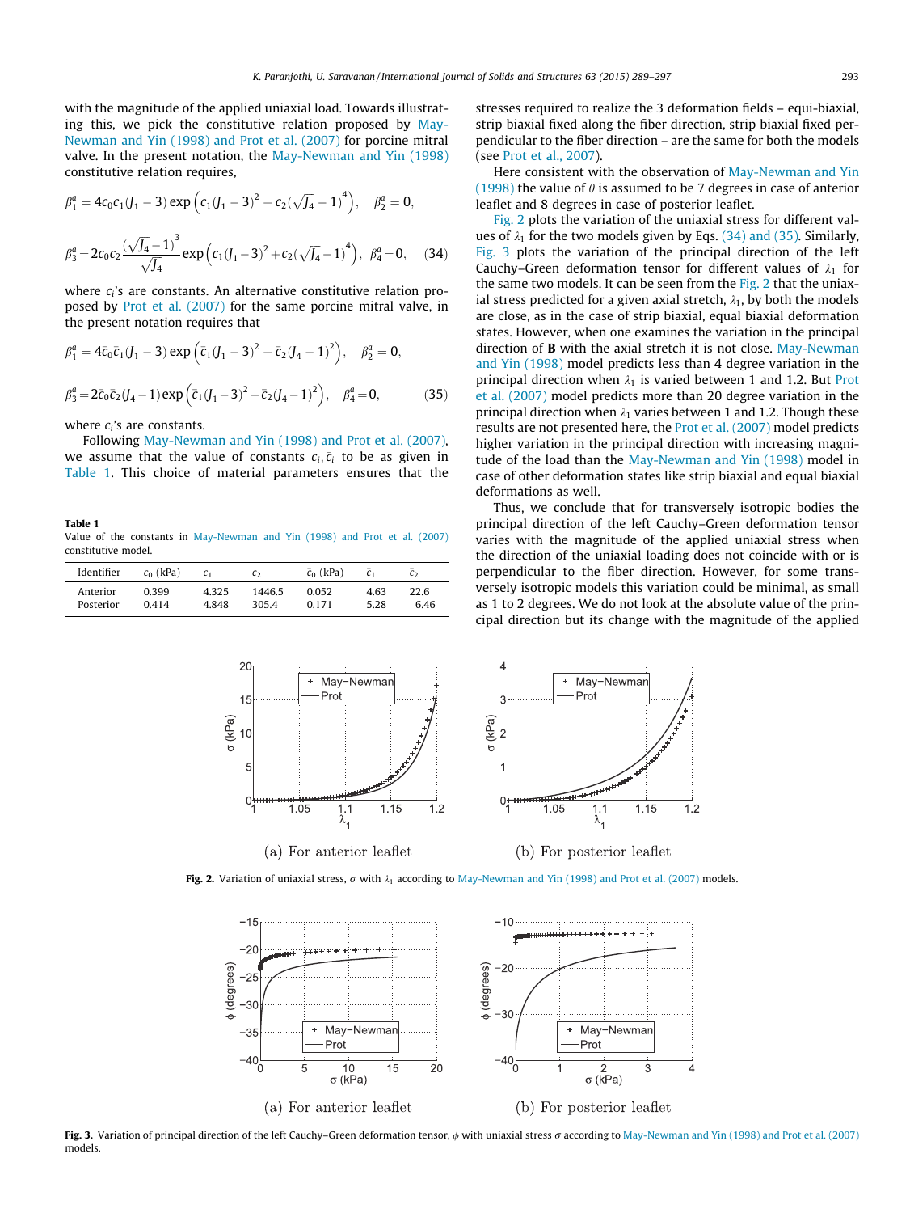with the magnitude of the applied uniaxial load. Towards illustrating this, we pick the constitutive relation proposed by May-Newman and Yin (1998) and Prot et al. (2007) for porcine mitral valve. In the present notation, the May-Newman and Yin (1998) constitutive relation requires,

$$\beta_1^a = 4c_0c_1(J_1 - 3)\exp\left(c_1(J_1-3)^2 + c_2(\sqrt{J_4}-1)^4\right), \quad \beta_2^a = 0,$$

$$\beta_3^a = 2c_0c_2\frac{(\sqrt{J_4}-1)^3}{\sqrt{J_4}}\exp\left(c_1(J_1-3)^2 + c_2(\sqrt{J_4}-1)^4\right), \quad \beta_4^a = 0, \tag{34}$$

where $c_i$'s are constants. An alternative constitutive relation proposed by Prot et al. (2007) for the same porcine mitral valve, in the present notation requires that

$$\beta_1^a = 4\bar{c}_0\bar{c}_1(J_1 - 3)\exp\left(\bar{c}_1(J_1-3)^2 + \bar{c}_2(J_4-1)^2\right), \quad \beta_2^a = 0,$$

$$\beta_3^a = 2\bar{c}_0\bar{c}_2(J_4-1)\exp\left(\bar{c}_1(J_1-3)^2 + \bar{c}_2(J_4-1)^2\right), \quad \beta_4^a = 0, \tag{35}$$

where $\bar{c}_i$'s are constants.

Following May-Newman and Yin (1998) and Prot et al. (2007), we assume that the value of constants $c_i, \bar{c}_i$ to be as given in Table 1. This choice of material parameters ensures that the stresses required to realize the 3 deformation fields – equi-biaxial, strip biaxial fixed along the fiber direction, strip biaxial fixed perpendicular to the fiber direction – are the same for both the models (see Prot et al., 2007).

**Table 1**
Value of the constants in May-Newman and Yin (1998) and Prot et al. (2007) constitutive model.

| Identifier | $c_0$ (kPa) | $c_1$ | $c_2$ | $\bar{c}_0$ (kPa) | $\bar{c}_1$ | $\bar{c}_2$ |
|---|---|---|---|---|---|---|
| Anterior | 0.399 | 4.325 | 1446.5 | 0.052 | 4.63 | 22.6 |
| Posterior | 0.414 | 4.848 | 305.4 | 0.171 | 5.28 | 6.46 |

Here consistent with the observation of May-Newman and Yin (1998) the value of $\theta$ is assumed to be 7 degrees in case of anterior leaflet and 8 degrees in case of posterior leaflet.

Fig. 2 plots the variation of the uniaxial stress for different values of $\lambda_1$ for the two models given by Eqs. (34) and (35). Similarly, Fig. 3 plots the variation of the principal direction of the left Cauchy–Green deformation tensor for different values of $\lambda_1$ for the same two models. It can be seen from the Fig. 2 that the uniaxial stress predicted for a given axial stretch, $\lambda_1$, by both the models are close, as in the case of strip biaxial, equal biaxial deformation states. However, when one examines the variation in the principal direction of **B** with the axial stretch it is not close. May-Newman and Yin (1998) model predicts less than 4 degree variation in the principal direction when $\lambda_1$ is varied between 1 and 1.2. But Prot et al. (2007) model predicts more than 20 degree variation in the principal direction when $\lambda_1$ varies between 1 and 1.2. Though these results are not presented here, the Prot et al. (2007) model predicts higher variation in the principal direction with increasing magnitude of the load than the May-Newman and Yin (1998) model in case of other deformation states like strip biaxial and equal biaxial deformations as well.

Thus, we conclude that for transversely isotropic bodies the principal direction of the left Cauchy–Green deformation tensor varies with the magnitude of the applied uniaxial stress when the direction of the uniaxial loading does not coincide with or is perpendicular to the fiber direction. However, for some transversely isotropic models this variation could be minimal, as small as 1 to 2 degrees. We do not look at the absolute value of the principal direction but its change with the magnitude of the applied

(a) For anterior leaflet (b) For posterior leaflet

**Fig. 2.** Variation of uniaxial stress, $\sigma$ with $\lambda_1$ according to May-Newman and Yin (1998) and Prot et al. (2007) models.

(a) For anterior leaflet (b) For posterior leaflet

**Fig. 3.** Variation of principal direction of the left Cauchy–Green deformation tensor, $\phi$ with uniaxial stress $\sigma$ according to May-Newman and Yin (1998) and Prot et al. (2007) models.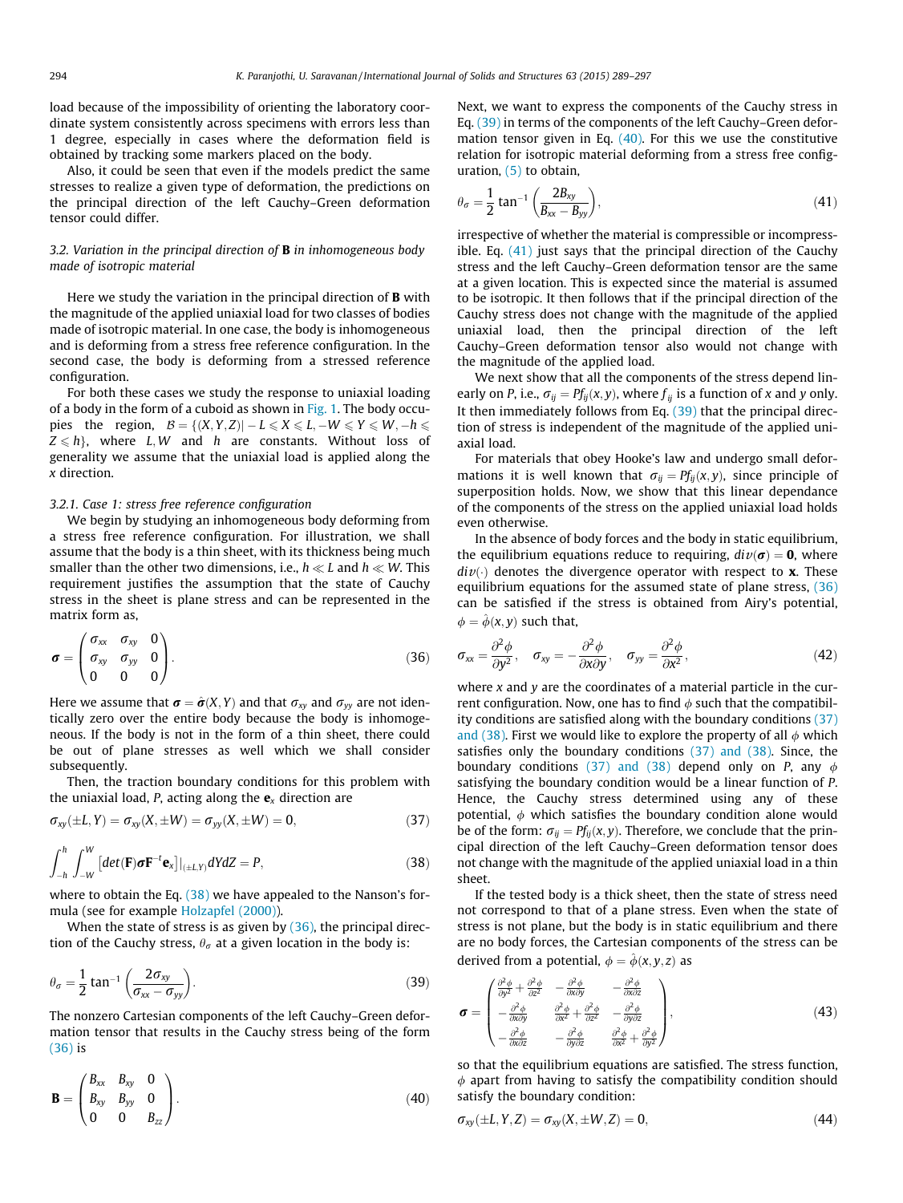load because of the impossibility of orienting the laboratory coordinate system consistently across specimens with errors less than 1 degree, especially in cases where the deformation field is obtained by tracking some markers placed on the body.

Also, it could be seen that even if the models predict the same stresses to realize a given type of deformation, the predictions on the principal direction of the left Cauchy–Green deformation tensor could differ.

### 3.2. Variation in the principal direction of B in inhomogeneous body made of isotropic material

Here we study the variation in the principal direction of **B** with the magnitude of the applied uniaxial load for two classes of bodies made of isotropic material. In one case, the body is inhomogeneous and is deforming from a stress free reference configuration. In the second case, the body is deforming from a stressed reference configuration.

For both these cases we study the response to uniaxial loading of a body in the form of a cuboid as shown in Fig. 1. The body occupies the region, $\mathcal{B} = \{(X,Y,Z) | -L \leqslant X \leqslant L, -W \leqslant Y \leqslant W, -h \leqslant Z \leqslant h\}$, where $L, W$ and $h$ are constants. Without loss of generality we assume that the uniaxial load is applied along the $x$ direction.

#### 3.2.1. Case 1: stress free reference configuration

We begin by studying an inhomogeneous body deforming from a stress free reference configuration. For illustration, we shall assume that the body is a thin sheet, with its thickness being much smaller than the other two dimensions, i.e., $h \ll L$ and $h \ll W$. This requirement justifies the assumption that the state of Cauchy stress in the sheet is plane stress and can be represented in the matrix form as,

$$\boldsymbol{\sigma} = \begin{pmatrix} \sigma_{xx} & \sigma_{xy} & 0 \\ \sigma_{xy} & \sigma_{yy} & 0 \\ 0 & 0 & 0 \end{pmatrix}. \tag{36}$$

Here we assume that $\boldsymbol{\sigma} = \hat{\boldsymbol{\sigma}}(X, Y)$ and that $\sigma_{xy}$ and $\sigma_{yy}$ are not identically zero over the entire body because the body is inhomogeneous. If the body is not in the form of a thin sheet, there could be out of plane stresses as well which we shall consider subsequently.

Then, the traction boundary conditions for this problem with the uniaxial load, $P$, acting along the $\mathbf{e}_x$ direction are

$$\sigma_{xy}(\pm L, Y) = \sigma_{xy}(X, \pm W) = \sigma_{yy}(X, \pm W) = 0, \tag{37}$$

$$\int_{-h}^{h} \int_{-W}^{W} \left[ det(\mathbf{F}) \boldsymbol{\sigma} \mathbf{F}^{-t} \mathbf{e}_x \right]|_{(\pm L, Y)} dY dZ = P, \tag{38}$$

where to obtain the Eq. (38) we have appealed to the Nanson's formula (see for example Holzapfel (2000)).

When the state of stress is as given by (36), the principal direction of the Cauchy stress, $\theta_\sigma$ at a given location in the body is:

$$\theta_\sigma = \frac{1}{2} \tan^{-1} \left( \frac{2\sigma_{xy}}{\sigma_{xx} - \sigma_{yy}} \right). \tag{39}$$

The nonzero Cartesian components of the left Cauchy–Green deformation tensor that results in the Cauchy stress being of the form (36) is

$$\mathbf{B} = \begin{pmatrix} B_{xx} & B_{xy} & 0 \\ B_{xy} & B_{yy} & 0 \\ 0 & 0 & B_{zz} \end{pmatrix}. \tag{40}$$

Next, we want to express the components of the Cauchy stress in Eq. (39) in terms of the components of the left Cauchy–Green deformation tensor given in Eq. (40). For this we use the constitutive relation for isotropic material deforming from a stress free configuration, (5) to obtain,

$$\theta_\sigma = \frac{1}{2} \tan^{-1} \left( \frac{2B_{xy}}{B_{xx} - B_{yy}} \right), \tag{41}$$

irrespective of whether the material is compressible or incompressible. Eq. (41) just says that the principal direction of the Cauchy stress and the left Cauchy–Green deformation tensor are the same at a given location. This is expected since the material is assumed to be isotropic. It then follows that if the principal direction of the Cauchy stress does not change with the magnitude of the applied uniaxial load, then the principal direction of the left Cauchy–Green deformation tensor also would not change with the magnitude of the applied load.

We next show that all the components of the stress depend linearly on $P$, i.e., $\sigma_{ij} = P f_{ij}(x, y)$, where $f_{ij}$ is a function of $x$ and $y$ only. It then immediately follows from Eq. (39) that the principal direction of stress is independent of the magnitude of the applied uniaxial load.

For materials that obey Hooke's law and undergo small deformations it is well known that $\sigma_{ij} = P f_{ij}(x, y)$, since principle of superposition holds. Now, we show that this linear dependance of the components of the stress on the applied uniaxial load holds even otherwise.

In the absence of body forces and the body in static equilibrium, the equilibrium equations reduce to requiring, $div(\boldsymbol{\sigma}) = \mathbf{0}$, where $div(\cdot)$ denotes the divergence operator with respect to $\mathbf{x}$. These equilibrium equations for the assumed state of plane stress, (36) can be satisfied if the stress is obtained from Airy's potential, $\phi = \hat{\phi}(x, y)$ such that,

$$\sigma_{xx} = \frac{\partial^2 \phi}{\partial y^2}, \quad \sigma_{xy} = -\frac{\partial^2 \phi}{\partial x \partial y}, \quad \sigma_{yy} = \frac{\partial^2 \phi}{\partial x^2}, \tag{42}$$

where $x$ and $y$ are the coordinates of a material particle in the current configuration. Now, one has to find $\phi$ such that the compatibility conditions are satisfied along with the boundary conditions (37) and (38). First we would like to explore the property of all $\phi$ which satisfies only the boundary conditions (37) and (38). Since, the boundary conditions (37) and (38) depend only on $P$, any $\phi$ satisfying the boundary condition would be a linear function of $P$. Hence, the Cauchy stress determined using any of these potential, $\phi$ which satisfies the boundary condition alone would be of the form: $\sigma_{ij} = P f_{ij}(x, y)$. Therefore, we conclude that the principal direction of the left Cauchy–Green deformation tensor does not change with the magnitude of the applied uniaxial load in a thin sheet.

If the tested body is a thick sheet, then the state of stress need not correspond to that of a plane stress. Even when the state of stress is not plane, but the body is in static equilibrium and there are no body forces, the Cartesian components of the stress can be derived from a potential, $\phi = \hat{\phi}(x, y, z)$ as

$$\boldsymbol{\sigma} = \begin{pmatrix} \frac{\partial^2 \phi}{\partial y^2} + \frac{\partial^2 \phi}{\partial z^2} & -\frac{\partial^2 \phi}{\partial x \partial y} & -\frac{\partial^2 \phi}{\partial x \partial z} \\ -\frac{\partial^2 \phi}{\partial x \partial y} & \frac{\partial^2 \phi}{\partial x^2} + \frac{\partial^2 \phi}{\partial z^2} & -\frac{\partial^2 \phi}{\partial y \partial z} \\ -\frac{\partial^2 \phi}{\partial x \partial z} & -\frac{\partial^2 \phi}{\partial y \partial z} & \frac{\partial^2 \phi}{\partial x^2} + \frac{\partial^2 \phi}{\partial y^2} \end{pmatrix}, \tag{43}$$

so that the equilibrium equations are satisfied. The stress function, $\phi$ apart from having to satisfy the compatibility condition should satisfy the boundary condition:

$$\sigma_{xy}(\pm L, Y, Z) = \sigma_{xy}(X, \pm W, Z) = 0, \tag{44}$$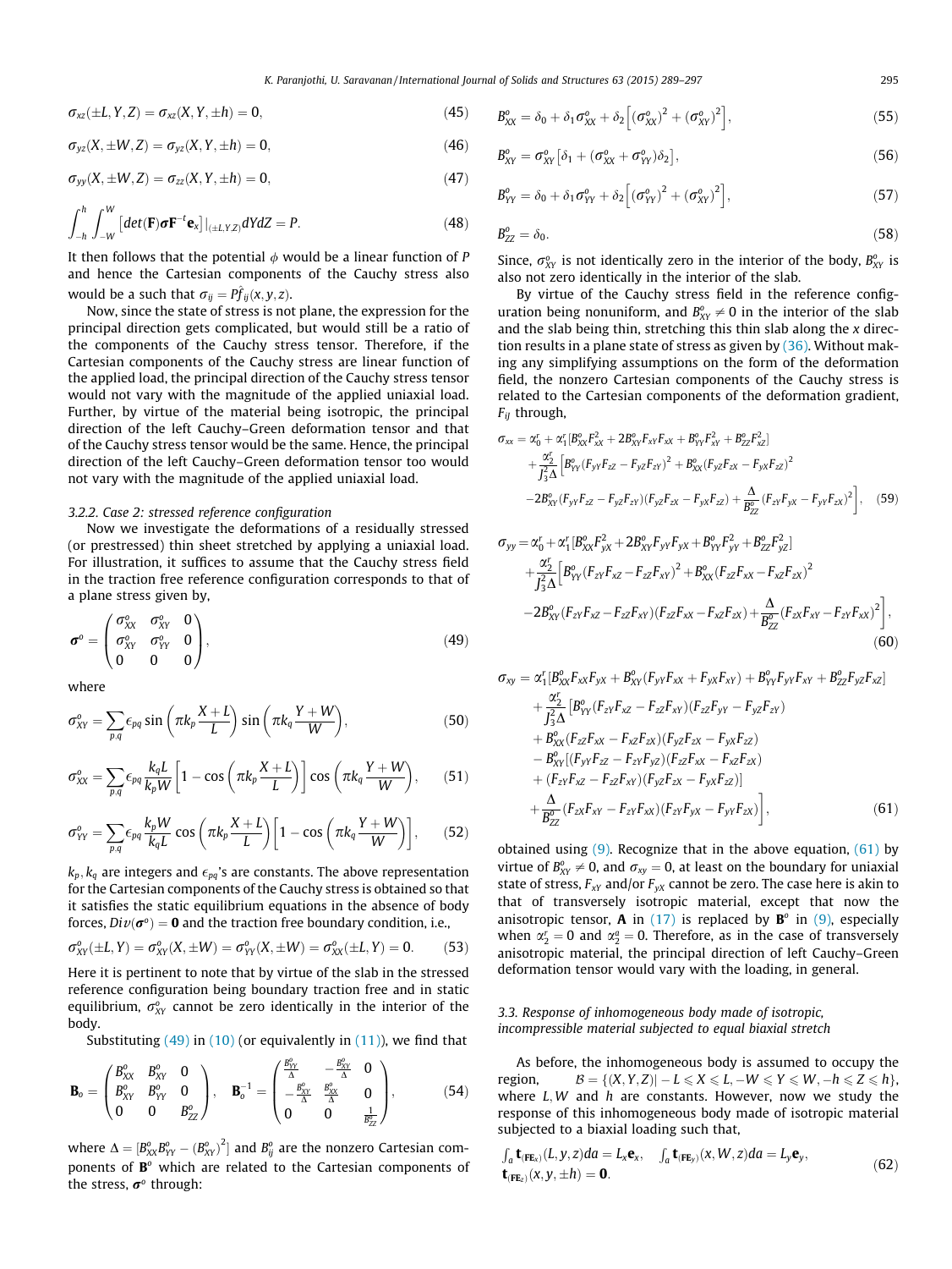$$\sigma_{xz}(\pm L, Y, Z) = \sigma_{xz}(X, Y, \pm h) = 0, \tag{45}$$

$$\sigma_{yz}(X, \pm W, Z) = \sigma_{yz}(X, Y, \pm h) = 0, \tag{46}$$

$$\sigma_{yy}(X, \pm W, Z) = \sigma_{zz}(X, Y, \pm h) = 0, \tag{47}$$

$$\int_{-h}^{h} \int_{-W}^{W} \left[ det(\mathbf{F}) \boldsymbol{\sigma} \mathbf{F}^{-t} \mathbf{e}_x \right]|_{(\pm L, Y, Z)} dY dZ = P. \tag{48}$$

It then follows that the potential $\phi$ would be a linear function of $P$ and hence the Cartesian components of the Cauchy stress also would be a such that $\sigma_{ij} = P\hat{f}_{ij}(x, y, z)$.

Now, since the state of stress is not plane, the expression for the principal direction gets complicated, but would still be a ratio of the components of the Cauchy stress tensor. Therefore, if the Cartesian components of the Cauchy stress are linear function of the applied load, the principal direction of the Cauchy stress tensor would not vary with the magnitude of the applied uniaxial load. Further, by virtue of the material being isotropic, the principal direction of the left Cauchy–Green deformation tensor and that of the Cauchy stress tensor would be the same. Hence, the principal direction of the left Cauchy–Green deformation tensor too would not vary with the magnitude of the applied uniaxial load.

### 3.2.2. Case 2: stressed reference configuration

Now we investigate the deformations of a residually stressed (or prestressed) thin sheet stretched by applying a uniaxial load. For illustration, it suffices to assume that the Cauchy stress field in the traction free reference configuration corresponds to that of a plane stress given by,

$$\boldsymbol{\sigma}^o = \begin{pmatrix} \sigma^o_{XX} & \sigma^o_{XY} & 0 \\ \sigma^o_{XY} & \sigma^o_{YY} & 0 \\ 0 & 0 & 0 \end{pmatrix}, \tag{49}$$

where

$$\sigma^o_{XY} = \sum_{p,q} \epsilon_{pq} \sin\left(\pi k_p \frac{X+L}{L}\right) \sin\left(\pi k_q \frac{Y+W}{W}\right), \tag{50}$$

$$\sigma^o_{XX} = \sum_{p,q} \epsilon_{pq} \frac{k_q L}{k_p W} \left[1 - \cos\left(\pi k_p \frac{X+L}{L}\right)\right] \cos\left(\pi k_q \frac{Y+W}{W}\right), \tag{51}$$

$$\sigma^o_{YY} = \sum_{p,q} \epsilon_{pq} \frac{k_p W}{k_q L} \cos\left(\pi k_p \frac{X+L}{L}\right) \left[1 - \cos\left(\pi k_q \frac{Y+W}{W}\right)\right], \tag{52}$$

$k_p, k_q$ are integers and $\epsilon_{pq}$'s are constants. The above representation for the Cartesian components of the Cauchy stress is obtained so that it satisfies the static equilibrium equations in the absence of body forces, $Div(\boldsymbol{\sigma}^o) = \mathbf{0}$ and the traction free boundary condition, i.e.,

$$\sigma^o_{XY}(\pm L, Y) = \sigma^o_{XY}(X, \pm W) = \sigma^o_{YY}(X, \pm W) = \sigma^o_{XX}(\pm L, Y) = 0. \tag{53}$$

Here it is pertinent to note that by virtue of the slab in the stressed reference configuration being boundary traction free and in static equilibrium, $\sigma^o_{XY}$ cannot be zero identically in the interior of the body.

Substituting (49) in (10) (or equivalently in (11)), we find that

$$\mathbf{B}_o = \begin{pmatrix} B^o_{XX} & B^o_{XY} & 0 \\ B^o_{XY} & B^o_{YY} & 0 \\ 0 & 0 & B^o_{ZZ} \end{pmatrix}, \quad \mathbf{B}_o^{-1} = \begin{pmatrix} \frac{B^o_{YY}}{\Delta} & -\frac{B^o_{XY}}{\Delta} & 0 \\ -\frac{B^o_{XY}}{\Delta} & \frac{B^o_{XX}}{\Delta} & 0 \\ 0 & 0 & \frac{1}{B^o_{ZZ}} \end{pmatrix}, \tag{54}$$

where $\Delta = [B^o_{XX} B^o_{YY} - (B^o_{XY})^2]$ and $B^o_{ij}$ are the nonzero Cartesian components of $\mathbf{B}^o$ which are related to the Cartesian components of the stress, $\boldsymbol{\sigma}^o$ through:

$$B^o_{XX} = \delta_0 + \delta_1 \sigma^o_{XX} + \delta_2 \left[ (\sigma^o_{XX})^2 + (\sigma^o_{XY})^2 \right], \tag{55}$$

$$B^o_{XY} = \sigma^o_{XY} \left[ \delta_1 + (\sigma^o_{XX} + \sigma^o_{YY}) \delta_2 \right], \tag{56}$$

$$B^o_{YY} = \delta_0 + \delta_1 \sigma^o_{YY} + \delta_2 \left[ (\sigma^o_{YY})^2 + (\sigma^o_{XY})^2 \right], \tag{57}$$

$$B^o_{ZZ} = \delta_0. \tag{58}$$

Since, $\sigma^o_{XY}$ is not identically zero in the interior of the body, $B^o_{XY}$ is also not zero identically in the interior of the slab.

By virtue of the Cauchy stress field in the reference configuration being nonuniform, and $B^o_{XY} \neq 0$ in the interior of the slab and the slab being thin, stretching this thin slab along the $x$ direction results in a plane state of stress as given by (36). Without making any simplifying assumptions on the form of the deformation field, the nonzero Cartesian components of the Cauchy stress is related to the Cartesian components of the deformation gradient, $F_{iJ}$ through,

$$\begin{aligned}
\sigma_{xx} = {} & \alpha^r_0 + \alpha^r_1 [B^o_{XX} F^2_{xX} + 2B^o_{XY} F_{xY} F_{xX} + B^o_{YY} F^2_{xY} + B^o_{ZZ} F^2_{xZ}] \\
& + \frac{\alpha^r_2}{J_3^2 \Delta} \Big[ B^o_{YY} (F_{yY} F_{zZ} - F_{yZ} F_{zY})^2 + B^o_{XX} (F_{yZ} F_{zX} - F_{yX} F_{zZ})^2 \\
& - 2B^o_{XY} (F_{yY} F_{zZ} - F_{yZ} F_{zY})(F_{yZ} F_{zX} - F_{yX} F_{zZ}) + \frac{\Delta}{B^o_{ZZ}} (F_{zY} F_{yX} - F_{yY} F_{zX})^2 \Big],
\end{aligned} \tag{59}$$

$$\begin{aligned}
\sigma_{yy} = {} & \alpha^r_0 + \alpha^r_1 [B^o_{XX} F^2_{yX} + 2B^o_{XY} F_{yY} F_{yX} + B^o_{YY} F^2_{yY} + B^o_{ZZ} F^2_{yZ}] \\
& + \frac{\alpha^r_2}{J_3^2 \Delta} \Big[ B^o_{YY} (F_{zY} F_{xZ} - F_{zZ} F_{xY})^2 + B^o_{XX} (F_{zZ} F_{xX} - F_{xZ} F_{zX})^2 \\
& - 2B^o_{XY} (F_{zY} F_{xZ} - F_{zZ} F_{xY})(F_{zZ} F_{xX} - F_{xZ} F_{zX}) + \frac{\Delta}{B^o_{ZZ}} (F_{zX} F_{xY} - F_{zY} F_{xX})^2 \Big],
\end{aligned} \tag{60}$$

$$\begin{aligned}
\sigma_{xy} = {} & \alpha^r_1 [B^o_{XX} F_{xX} F_{yX} + B^o_{XY} (F_{yY} F_{xX} + F_{yX} F_{xY}) + B^o_{YY} F_{yY} F_{xY} + B^o_{ZZ} F_{yZ} F_{xZ}] \\
& + \frac{\alpha^r_2}{J_3^2 \Delta} \Big[ B^o_{YY} (F_{zY} F_{xZ} - F_{zZ} F_{xY})(F_{zZ} F_{yY} - F_{yZ} F_{zY}) \\
& + B^o_{XX} (F_{zZ} F_{xX} - F_{xZ} F_{zX})(F_{yZ} F_{zX} - F_{yX} F_{zZ}) \\
& - B^o_{XY} [(F_{yY} F_{zZ} - F_{zY} F_{yZ})(F_{zZ} F_{xX} - F_{xZ} F_{zX}) \\
& + (F_{zY} F_{xZ} - F_{zZ} F_{xY})(F_{yZ} F_{zX} - F_{yX} F_{zZ})] \\
& + \frac{\Delta}{B^o_{ZZ}} (F_{zX} F_{xY} - F_{zY} F_{xX})(F_{zY} F_{yX} - F_{yY} F_{zX}) \Big],
\end{aligned} \tag{61}$$

obtained using (9). Recognize that in the above equation, (61) by virtue of $B^o_{XY} \neq 0$, and $\sigma_{xy} = 0$, at least on the boundary for uniaxial state of stress, $F_{xY}$ and/or $F_{yX}$ cannot be zero. The case here is akin to that of transversely isotropic material, except that now the anisotropic tensor, $\mathbf{A}$ in (17) is replaced by $\mathbf{B}^o$ in (9), especially when $\alpha^r_2 = 0$ and $\alpha^a_2 = 0$. Therefore, as in the case of transversely anisotropic material, the principal direction of left Cauchy–Green deformation tensor would vary with the loading, in general.

## 3.3. Response of inhomogeneous body made of isotropic, incompressible material subjected to equal biaxial stretch

As before, the inhomogeneous body is assumed to occupy the region, $\mathcal{B} = \{(X, Y, Z) | -L \leqslant X \leqslant L, -W \leqslant Y \leqslant W, -h \leqslant Z \leqslant h\}$, where $L, W$ and $h$ are constants. However, now we study the response of this inhomogeneous body made of isotropic material subjected to a biaxial loading such that,

$$\int_a \mathbf{t}_{(\mathbf{FE}_x)}(L, y, z) da = L_x \mathbf{e}_x, \quad \int_a \mathbf{t}_{(\mathbf{FE}_y)}(x, W, z) da = L_y \mathbf{e}_y, \\ \mathbf{t}_{(\mathbf{FE}_z)}(x, y, \pm h) = \mathbf{0}. \tag{62}$$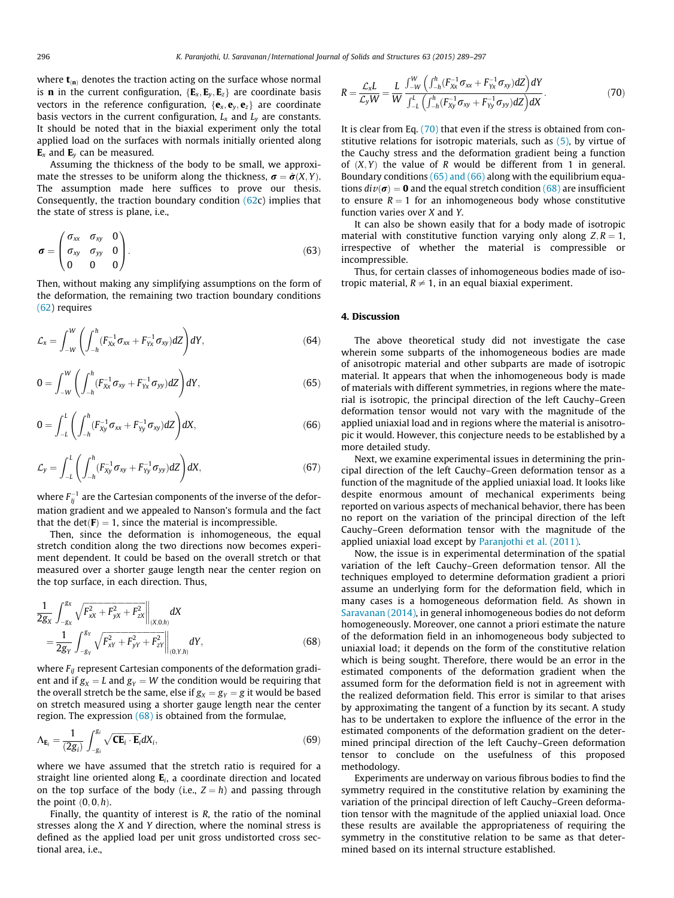where $\mathbf{t}_{(\mathbf{n})}$ denotes the traction acting on the surface whose normal is $\mathbf{n}$ in the current configuration, $\{\mathbf{E}_x, \mathbf{E}_y, \mathbf{E}_z\}$ are coordinate basis vectors in the reference configuration, $\{\mathbf{e}_x, \mathbf{e}_y, \mathbf{e}_z\}$ are coordinate basis vectors in the current configuration, $L_x$ and $L_y$ are constants. It should be noted that in the biaxial experiment only the total applied load on the surfaces with normals initially oriented along $\mathbf{E}_x$ and $\mathbf{E}_y$ can be measured.

Assuming the thickness of the body to be small, we approximate the stresses to be uniform along the thickness, $\boldsymbol{\sigma} = \hat{\boldsymbol{\sigma}}(X, Y)$. The assumption made here suffices to prove our thesis. Consequently, the traction boundary condition (62c) implies that the state of stress is plane, i.e.,

$$\boldsymbol{\sigma} = \begin{pmatrix} \sigma_{xx} & \sigma_{xy} & 0 \\ \sigma_{xy} & \sigma_{yy} & 0 \\ 0 & 0 & 0 \end{pmatrix}. \tag{63}$$

Then, without making any simplifying assumptions on the form of the deformation, the remaining two traction boundary conditions (62) requires

$$\mathcal{L}_x = \int_{-W}^{W} \left( \int_{-h}^{h} (F_{Xx}^{-1}\sigma_{xx} + F_{Yx}^{-1}\sigma_{xy}) dZ \right) dY, \tag{64}$$

$$0 = \int_{-W}^{W} \left( \int_{-h}^{h} (F_{Xx}^{-1}\sigma_{xy} + F_{Yx}^{-1}\sigma_{yy}) dZ \right) dY, \tag{65}$$

$$0 = \int_{-L}^{L} \left( \int_{-h}^{h} (F_{Xy}^{-1}\sigma_{xx} + F_{Yy}^{-1}\sigma_{xy}) dZ \right) dX, \tag{66}$$

$$\mathcal{L}_y = \int_{-L}^{L} \left( \int_{-h}^{h} (F_{Xy}^{-1}\sigma_{xy} + F_{Yy}^{-1}\sigma_{yy}) dZ \right) dX, \tag{67}$$

where $F_{Ij}^{-1}$ are the Cartesian components of the inverse of the deformation gradient and we appealed to Nanson's formula and the fact that the $\det(\mathbf{F}) = 1$, since the material is incompressible.

Then, since the deformation is inhomogeneous, the equal stretch condition along the two directions now becomes experiment dependent. It could be based on the overall stretch or that measured over a shorter gauge length near the center region on the top surface, in each direction. Thus,

$$\frac{1}{2g_X} \int_{-g_X}^{g_X} \sqrt{F_{xX}^2 + F_{yX}^2 + F_{zX}^2}\bigg|_{(X,0,h)} dX = \frac{1}{2g_Y} \int_{-g_Y}^{g_Y} \sqrt{F_{xY}^2 + F_{yY}^2 + F_{zY}^2}\bigg|_{(0,Y,h)} dY, \tag{68}$$

where $F_{iJ}$ represent Cartesian components of the deformation gradient and if $g_X = L$ and $g_Y = W$ the condition would be requiring that the overall stretch be the same, else if $g_X = g_Y = g$ it would be based on stretch measured using a shorter gauge length near the center region. The expression (68) is obtained from the formulae,

$$\Lambda_{\mathbf{E}_i} = \frac{1}{(2g_i)} \int_{-g_i}^{g_i} \sqrt{\mathbf{C}\mathbf{E}_i \cdot \mathbf{E}_i} dX_i, \tag{69}$$

where we have assumed that the stretch ratio is required for a straight line oriented along $\mathbf{E}_i$, a coordinate direction and located on the top surface of the body (i.e., $Z = h$) and passing through the point $(0, 0, h)$.

Finally, the quantity of interest is $R$, the ratio of the nominal stresses along the $X$ and $Y$ direction, where the nominal stress is defined as the applied load per unit gross undistorted cross sectional area, i.e.,

$$R = \frac{\mathcal{L}_x L}{\mathcal{L}_y W} = \frac{L}{W} \frac{\int_{-W}^{W} \left( \int_{-h}^{h} (F_{Xx}^{-1}\sigma_{xx} + F_{Yx}^{-1}\sigma_{xy}) dZ \right) dY}{\int_{-L}^{L} \left( \int_{-h}^{h} (F_{Xy}^{-1}\sigma_{xy} + F_{Yy}^{-1}\sigma_{yy}) dZ \right) dX}. \tag{70}$$

It is clear from Eq. (70) that even if the stress is obtained from constitutive relations for isotropic materials, such as (5), by virtue of the Cauchy stress and the deformation gradient being a function of $(X, Y)$ the value of $R$ would be different from 1 in general. Boundary conditions (65) and (66) along with the equilibrium equations $div(\boldsymbol{\sigma}) = \mathbf{0}$ and the equal stretch condition (68) are insufficient to ensure $R = 1$ for an inhomogeneous body whose constitutive function varies over $X$ and $Y$.

It can also be shown easily that for a body made of isotropic material with constitutive function varying only along $Z, R = 1$, irrespective of whether the material is compressible or incompressible.

Thus, for certain classes of inhomogeneous bodies made of isotropic material, $R \neq 1$, in an equal biaxial experiment.

## 4. Discussion

The above theoretical study did not investigate the case wherein some subparts of the inhomogeneous bodies are made of anisotropic material and other subparts are made of isotropic material. It appears that when the inhomogeneous body is made of materials with different symmetries, in regions where the material is isotropic, the principal direction of the left Cauchy–Green deformation tensor would not vary with the magnitude of the applied uniaxial load and in regions where the material is anisotropic it would. However, this conjecture needs to be established by a more detailed study.

Next, we examine experimental issues in determining the principal direction of the left Cauchy–Green deformation tensor as a function of the magnitude of the applied uniaxial load. It looks like despite enormous amount of mechanical experiments being reported on various aspects of mechanical behavior, there has been no report on the variation of the principal direction of the left Cauchy–Green deformation tensor with the magnitude of the applied uniaxial load except by Paranjothi et al. (2011).

Now, the issue is in experimental determination of the spatial variation of the left Cauchy–Green deformation tensor. All the techniques employed to determine deformation gradient a priori assume an underlying form for the deformation field, which in many cases is a homogeneous deformation field. As shown in Saravanan (2014), in general inhomogeneous bodies do not deform homogeneously. Moreover, one cannot a priori estimate the nature of the deformation field in an inhomogeneous body subjected to uniaxial load; it depends on the form of the constitutive relation which is being sought. Therefore, there would be an error in the estimated components of the deformation gradient when the assumed form for the deformation field is not in agreement with the realized deformation field. This error is similar to that arises by approximating the tangent of a function by its secant. A study has to be undertaken to explore the influence of the error in the estimated components of the deformation gradient on the determined principal direction of the left Cauchy–Green deformation tensor to conclude on the usefulness of this proposed methodology.

Experiments are underway on various fibrous bodies to find the symmetry required in the constitutive relation by examining the variation of the principal direction of left Cauchy–Green deformation tensor with the magnitude of the applied uniaxial load. Once these results are available the appropriateness of requiring the symmetry in the constitutive relation to be same as that determined based on its internal structure established.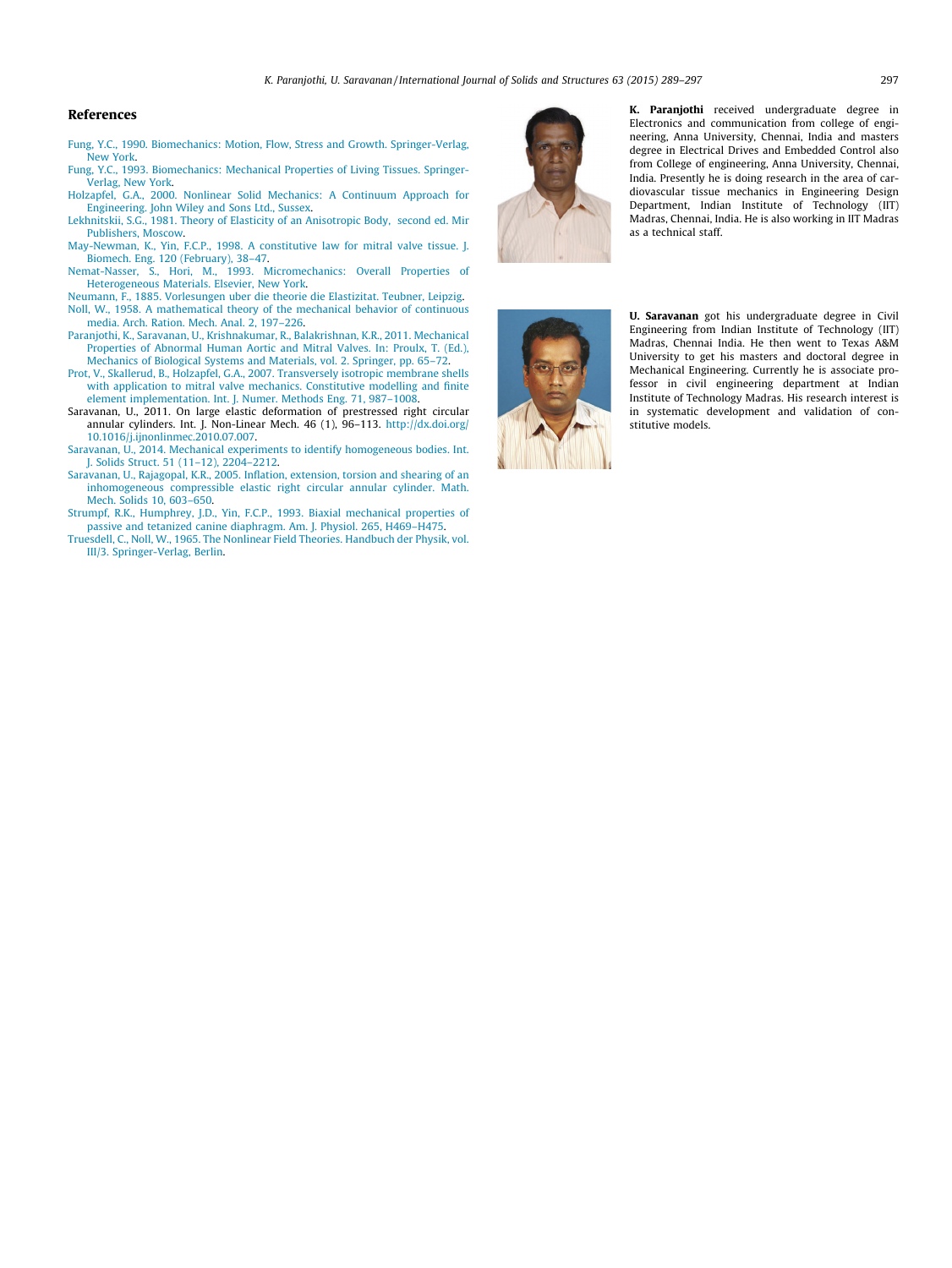## References

Fung, Y.C., 1990. Biomechanics: Motion, Flow, Stress and Growth. Springer-Verlag, New York.

Fung, Y.C., 1993. Biomechanics: Mechanical Properties of Living Tissues. Springer-Verlag, New York.

Holzapfel, G.A., 2000. Nonlinear Solid Mechanics: A Continuum Approach for Engineering. John Wiley and Sons Ltd., Sussex.

Lekhnitskii, S.G., 1981. Theory of Elasticity of an Anisotropic Body, second ed. Mir Publishers, Moscow.

May-Newman, K., Yin, F.C.P., 1998. A constitutive law for mitral valve tissue. J. Biomech. Eng. 120 (February), 38–47.

Nemat-Nasser, S., Hori, M., 1993. Micromechanics: Overall Properties of Heterogeneous Materials. Elsevier, New York.

Neumann, F., 1885. Vorlesungen uber die theorie die Elastizitat. Teubner, Leipzig.

Noll, W., 1958. A mathematical theory of the mechanical behavior of continuous media. Arch. Ration. Mech. Anal. 2, 197–226.

Paranjothi, K., Saravanan, U., Krishnakumar, R., Balakrishnan, K.R., 2011. Mechanical Properties of Abnormal Human Aortic and Mitral Valves. In: Proulx, T. (Ed.), Mechanics of Biological Systems and Materials, vol. 2. Springer, pp. 65–72.

Prot, V., Skallerud, B., Holzapfel, G.A., 2007. Transversely isotropic membrane shells with application to mitral valve mechanics. Constitutive modelling and finite element implementation. Int. J. Numer. Methods Eng. 71, 987–1008.

Saravanan, U., 2011. On large elastic deformation of prestressed right circular annular cylinders. Int. J. Non-Linear Mech. 46 (1), 96–113. http://dx.doi.org/10.1016/j.ijnonlinmec.2010.07.007.

Saravanan, U., 2014. Mechanical experiments to identify homogeneous bodies. Int. J. Solids Struct. 51 (11–12), 2204–2212.

Saravanan, U., Rajagopal, K.R., 2005. Inflation, extension, torsion and shearing of an inhomogeneous compressible elastic right circular annular cylinder. Math. Mech. Solids 10, 603–650.

Strumpf, R.K., Humphrey, J.D., Yin, F.C.P., 1993. Biaxial mechanical properties of passive and tetanized canine diaphragm. Am. J. Physiol. 265, H469–H475.

Truesdell, C., Noll, W., 1965. The Nonlinear Field Theories. Handbuch der Physik, vol. III/3. Springer-Verlag, Berlin.

**K. Paranjothi** received undergraduate degree in Electronics and communication from college of engineering, Anna University, Chennai, India and masters degree in Electrical Drives and Embedded Control also from College of engineering, Anna University, Chennai, India. Presently he is doing research in the area of cardiovascular tissue mechanics in Engineering Design Department, Indian Institute of Technology (IIT) Madras, Chennai, India. He is also working in IIT Madras as a technical staff.

**U. Saravanan** got his undergraduate degree in Civil Engineering from Indian Institute of Technology (IIT) Madras, Chennai India. He then went to Texas A&M University to get his masters and doctoral degree in Mechanical Engineering. Currently he is associate professor in civil engineering department at Indian Institute of Technology Madras. His research interest is in systematic development and validation of constitutive models.